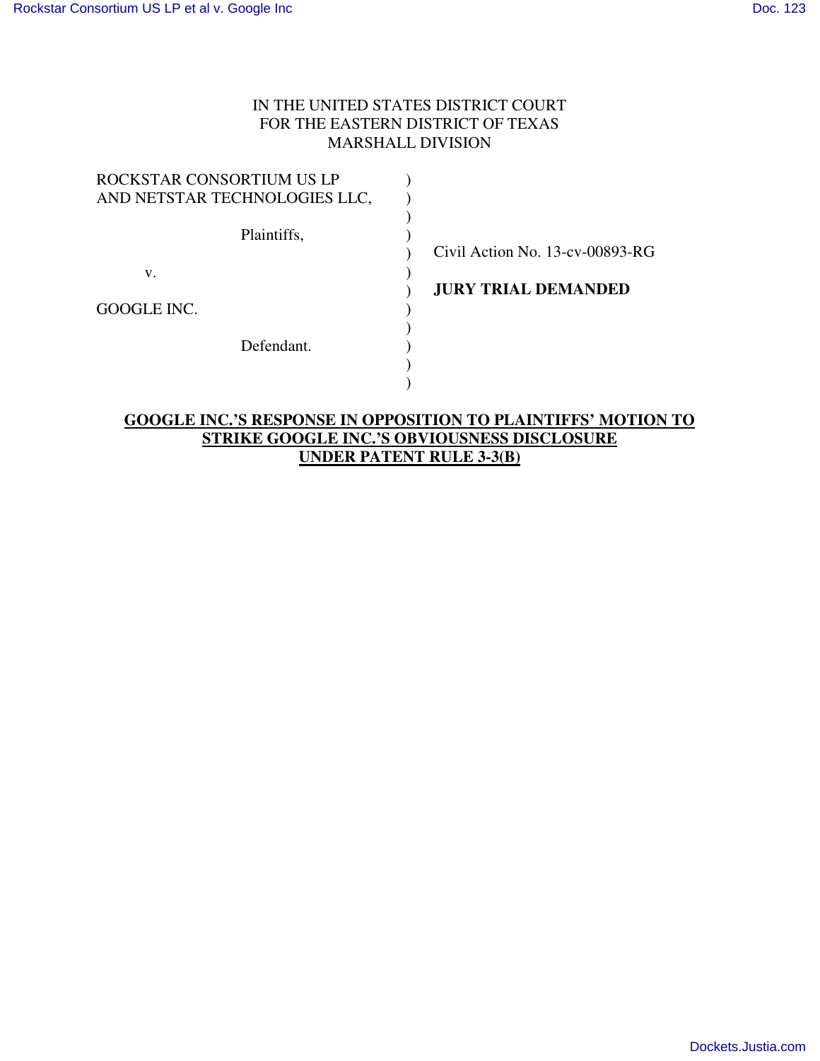IN THE UNITED STATES DISTRICT COURT
FOR THE EASTERN DISTRICT OF TEXAS
MARSHALL DIVISION

| | | |
|---|---|---|
| ROCKSTAR CONSORTIUM US LP AND NETSTAR TECHNOLOGIES LLC, | ) | |
| Plaintiffs, | ) | Civil Action No. 13-cv-00893-RG |
| v. | ) | **JURY TRIAL DEMANDED** |
| GOOGLE INC. | ) | |
| Defendant. | ) | |

**GOOGLE INC.'S RESPONSE IN OPPOSITION TO PLAINTIFFS' MOTION TO STRIKE GOOGLE INC.'S OBVIOUSNESS DISCLOSURE UNDER PATENT RULE 3-3(B)**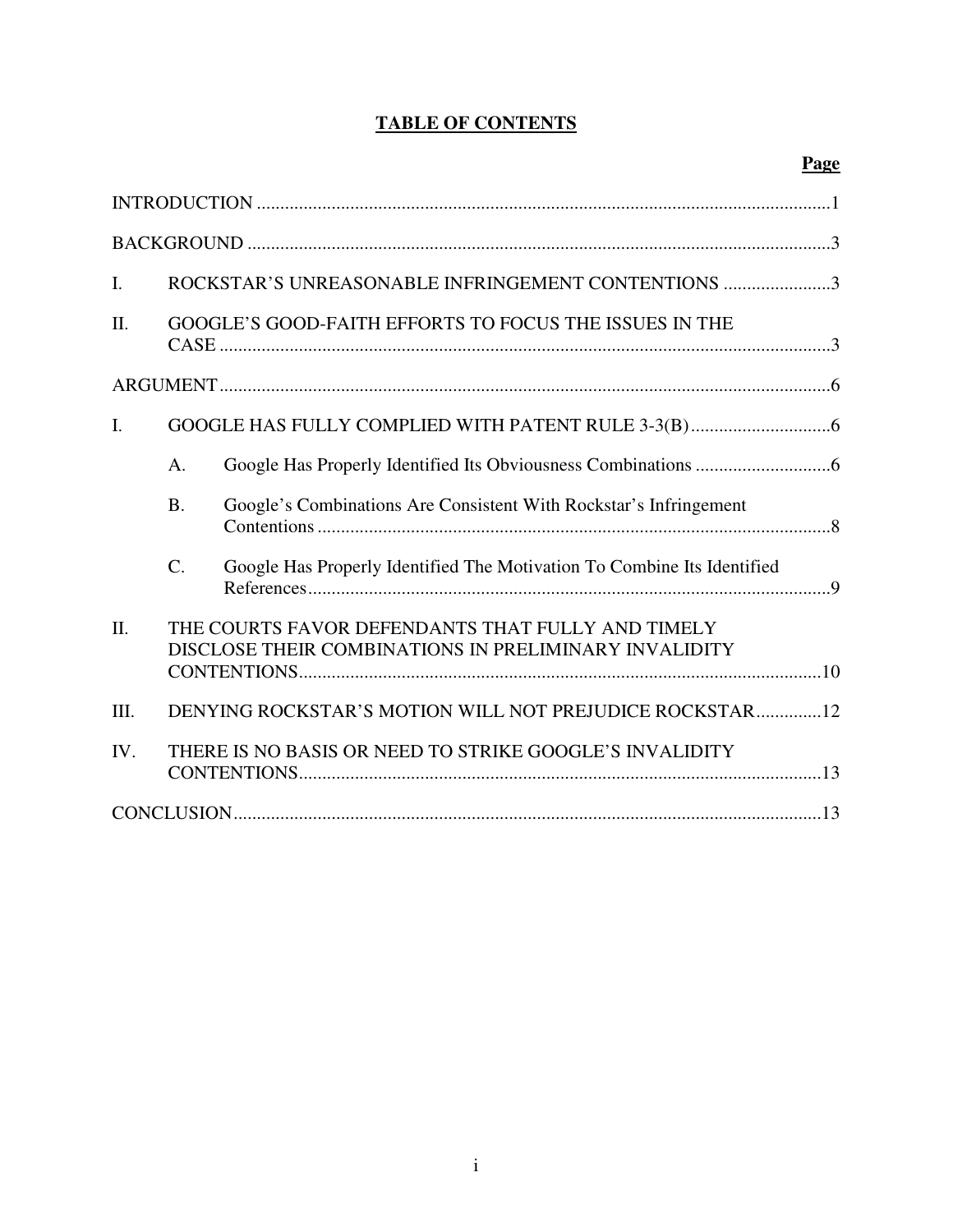# TABLE OF CONTENTS

| | | Page |
|---|---|---|
| INTRODUCTION | | 1 |
| BACKGROUND | | 3 |
| I. | ROCKSTAR'S UNREASONABLE INFRINGEMENT CONTENTIONS | 3 |
| II. | GOOGLE'S GOOD-FAITH EFFORTS TO FOCUS THE ISSUES IN THE CASE | 3 |
| ARGUMENT | | 6 |
| I. | GOOGLE HAS FULLY COMPLIED WITH PATENT RULE 3-3(B) | 6 |
| | A. Google Has Properly Identified Its Obviousness Combinations | 6 |
| | B. Google's Combinations Are Consistent With Rockstar's Infringement Contentions | 8 |
| | C. Google Has Properly Identified The Motivation To Combine Its Identified References | 9 |
| II. | THE COURTS FAVOR DEFENDANTS THAT FULLY AND TIMELY DISCLOSE THEIR COMBINATIONS IN PRELIMINARY INVALIDITY CONTENTIONS | 10 |
| III. | DENYING ROCKSTAR'S MOTION WILL NOT PREJUDICE ROCKSTAR | 12 |
| IV. | THERE IS NO BASIS OR NEED TO STRIKE GOOGLE'S INVALIDITY CONTENTIONS | 13 |
| CONCLUSION | | 13 |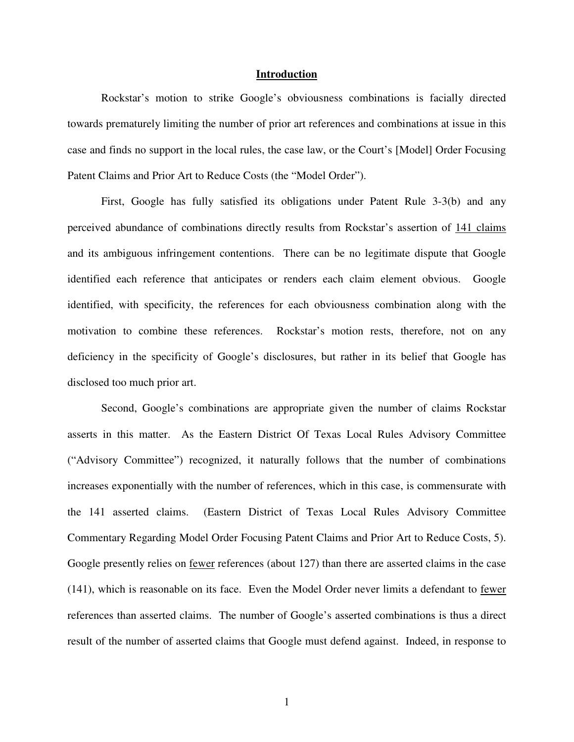## Introduction

Rockstar's motion to strike Google's obviousness combinations is facially directed towards prematurely limiting the number of prior art references and combinations at issue in this case and finds no support in the local rules, the case law, or the Court's [Model] Order Focusing Patent Claims and Prior Art to Reduce Costs (the "Model Order").

First, Google has fully satisfied its obligations under Patent Rule 3-3(b) and any perceived abundance of combinations directly results from Rockstar's assertion of <u>141 claims</u> and its ambiguous infringement contentions. There can be no legitimate dispute that Google identified each reference that anticipates or renders each claim element obvious. Google identified, with specificity, the references for each obviousness combination along with the motivation to combine these references. Rockstar's motion rests, therefore, not on any deficiency in the specificity of Google's disclosures, but rather in its belief that Google has disclosed too much prior art.

Second, Google's combinations are appropriate given the number of claims Rockstar asserts in this matter. As the Eastern District Of Texas Local Rules Advisory Committee ("Advisory Committee") recognized, it naturally follows that the number of combinations increases exponentially with the number of references, which in this case, is commensurate with the 141 asserted claims. (Eastern District of Texas Local Rules Advisory Committee Commentary Regarding Model Order Focusing Patent Claims and Prior Art to Reduce Costs, 5). Google presently relies on <u>fewer</u> references (about 127) than there are asserted claims in the case (141), which is reasonable on its face. Even the Model Order never limits a defendant to <u>fewer</u> references than asserted claims. The number of Google's asserted combinations is thus a direct result of the number of asserted claims that Google must defend against. Indeed, in response to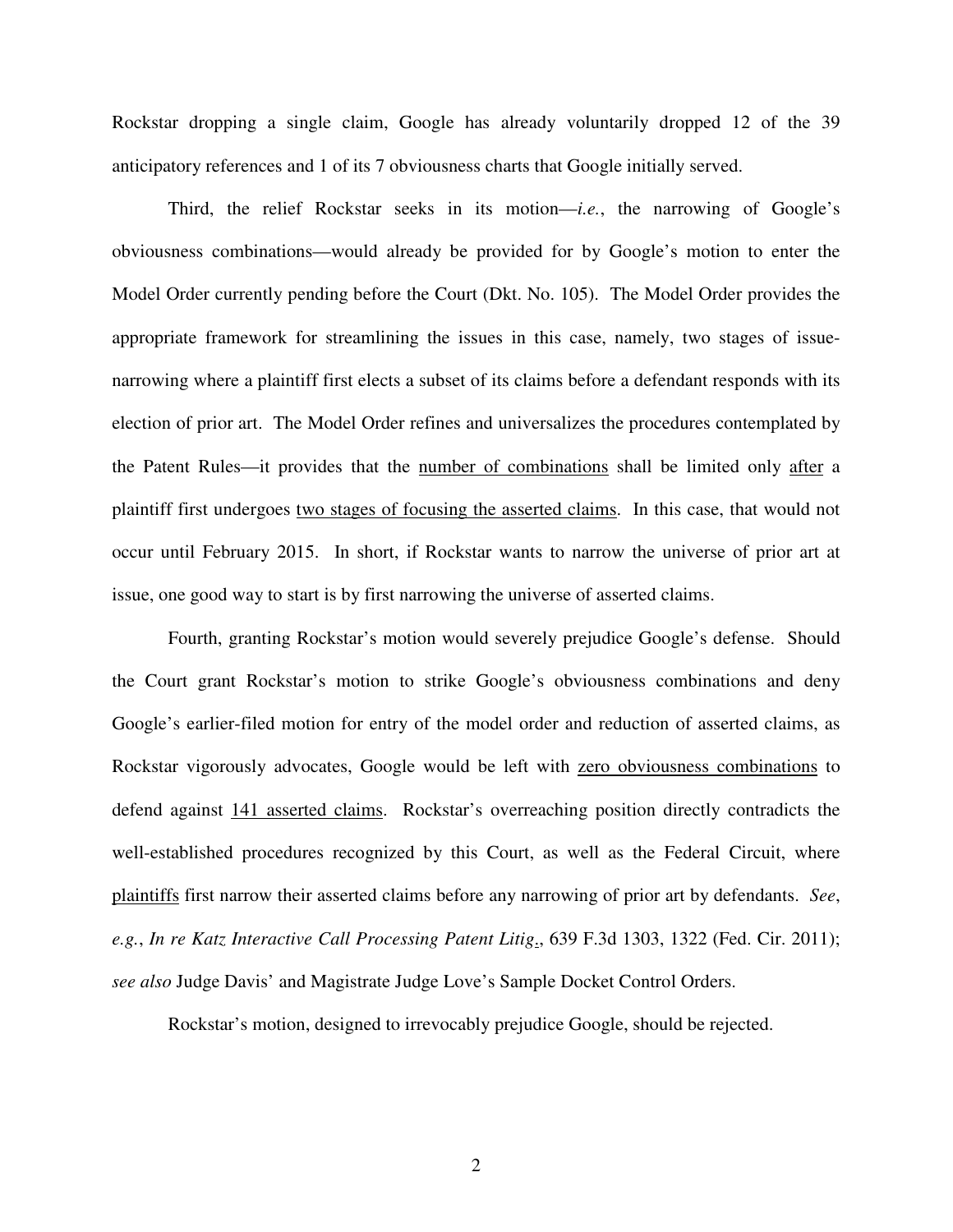Rockstar dropping a single claim, Google has already voluntarily dropped 12 of the 39 anticipatory references and 1 of its 7 obviousness charts that Google initially served.

Third, the relief Rockstar seeks in its motion—*i.e.*, the narrowing of Google's obviousness combinations—would already be provided for by Google's motion to enter the Model Order currently pending before the Court (Dkt. No. 105). The Model Order provides the appropriate framework for streamlining the issues in this case, namely, two stages of issue-narrowing where a plaintiff first elects a subset of its claims before a defendant responds with its election of prior art. The Model Order refines and universalizes the procedures contemplated by the Patent Rules—it provides that the <u>number of combinations</u> shall be limited only <u>after</u> a plaintiff first undergoes <u>two stages of focusing the asserted claims</u>. In this case, that would not occur until February 2015. In short, if Rockstar wants to narrow the universe of prior art at issue, one good way to start is by first narrowing the universe of asserted claims.

Fourth, granting Rockstar's motion would severely prejudice Google's defense. Should the Court grant Rockstar's motion to strike Google's obviousness combinations and deny Google's earlier-filed motion for entry of the model order and reduction of asserted claims, as Rockstar vigorously advocates, Google would be left with <u>zero obviousness combinations</u> to defend against <u>141 asserted claims</u>. Rockstar's overreaching position directly contradicts the well-established procedures recognized by this Court, as well as the Federal Circuit, where <u>plaintiffs</u> first narrow their asserted claims before any narrowing of prior art by defendants. *See*, *e.g.*, *In re Katz Interactive Call Processing Patent Litig*., 639 F.3d 1303, 1322 (Fed. Cir. 2011); *see also* Judge Davis' and Magistrate Judge Love's Sample Docket Control Orders.

Rockstar's motion, designed to irrevocably prejudice Google, should be rejected.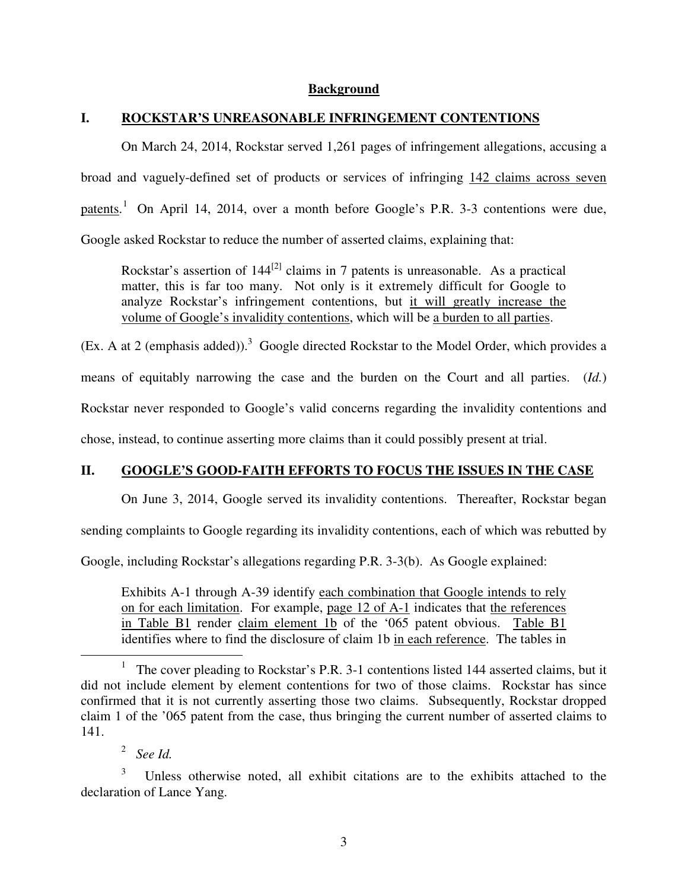## Background

## I. ROCKSTAR'S UNREASONABLE INFRINGEMENT CONTENTIONS

On March 24, 2014, Rockstar served 1,261 pages of infringement allegations, accusing a broad and vaguely-defined set of products or services of infringing <u>142 claims across seven patents</u>.[1] On April 14, 2014, over a month before Google's P.R. 3-3 contentions were due, Google asked Rockstar to reduce the number of asserted claims, explaining that:

> Rockstar's assertion of 144[2] claims in 7 patents is unreasonable. As a practical matter, this is far too many. Not only is it extremely difficult for Google to analyze Rockstar's infringement contentions, but <u>it will greatly increase the volume of Google's invalidity contentions</u>, which will be <u>a burden to all parties</u>.

(Ex. A at 2 (emphasis added)).[3] Google directed Rockstar to the Model Order, which provides a means of equitably narrowing the case and the burden on the Court and all parties. (*Id.*) Rockstar never responded to Google's valid concerns regarding the invalidity contentions and chose, instead, to continue asserting more claims than it could possibly present at trial.

## II. GOOGLE'S GOOD-FAITH EFFORTS TO FOCUS THE ISSUES IN THE CASE

On June 3, 2014, Google served its invalidity contentions. Thereafter, Rockstar began sending complaints to Google regarding its invalidity contentions, each of which was rebutted by Google, including Rockstar's allegations regarding P.R. 3-3(b). As Google explained:

> Exhibits A-1 through A-39 identify <u>each combination that Google intends to rely on for each limitation</u>. For example, <u>page 12 of A-1</u> indicates that <u>the references in Table B1</u> render <u>claim element 1b</u> of the '065 patent obvious. <u>Table B1</u> identifies where to find the disclosure of claim 1b <u>in each reference</u>. The tables in

---

[1] The cover pleading to Rockstar's P.R. 3-1 contentions listed 144 asserted claims, but it did not include element by element contentions for two of those claims. Rockstar has since confirmed that it is not currently asserting those two claims. Subsequently, Rockstar dropped claim 1 of the '065 patent from the case, thus bringing the current number of asserted claims to 141.

[2] *See Id.*

[3] Unless otherwise noted, all exhibit citations are to the exhibits attached to the declaration of Lance Yang.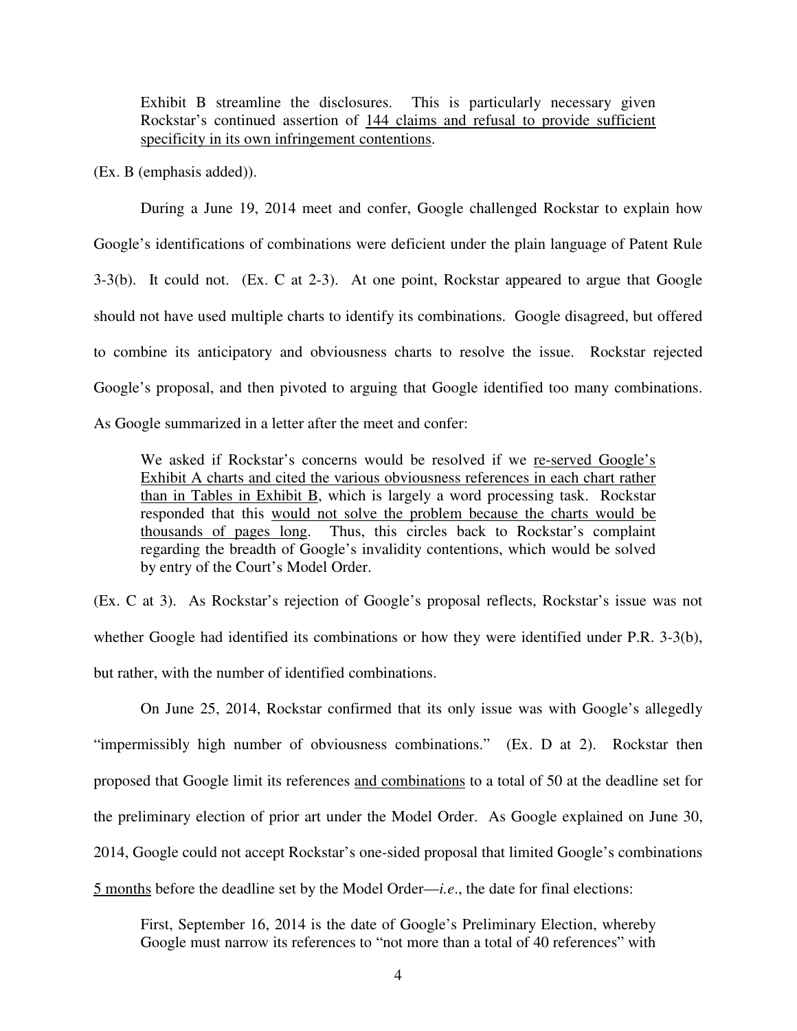> Exhibit B streamline the disclosures. This is particularly necessary given Rockstar's continued assertion of <u>144 claims and refusal to provide sufficient specificity in its own infringement contentions</u>.

(Ex. B (emphasis added)).

During a June 19, 2014 meet and confer, Google challenged Rockstar to explain how Google's identifications of combinations were deficient under the plain language of Patent Rule 3-3(b). It could not. (Ex. C at 2-3). At one point, Rockstar appeared to argue that Google should not have used multiple charts to identify its combinations. Google disagreed, but offered to combine its anticipatory and obviousness charts to resolve the issue. Rockstar rejected Google's proposal, and then pivoted to arguing that Google identified too many combinations. As Google summarized in a letter after the meet and confer:

> We asked if Rockstar's concerns would be resolved if we <u>re-served Google's Exhibit A charts and cited the various obviousness references in each chart rather than in Tables in Exhibit B</u>, which is largely a word processing task. Rockstar responded that this <u>would not solve the problem because the charts would be thousands of pages long</u>. Thus, this circles back to Rockstar's complaint regarding the breadth of Google's invalidity contentions, which would be solved by entry of the Court's Model Order.

(Ex. C at 3). As Rockstar's rejection of Google's proposal reflects, Rockstar's issue was not whether Google had identified its combinations or how they were identified under P.R. 3-3(b), but rather, with the number of identified combinations.

On June 25, 2014, Rockstar confirmed that its only issue was with Google's allegedly "impermissibly high number of obviousness combinations." (Ex. D at 2). Rockstar then proposed that Google limit its references <u>and combinations</u> to a total of 50 at the deadline set for the preliminary election of prior art under the Model Order. As Google explained on June 30, 2014, Google could not accept Rockstar's one-sided proposal that limited Google's combinations <u>5 months</u> before the deadline set by the Model Order—*i.e.*, the date for final elections:

> First, September 16, 2014 is the date of Google's Preliminary Election, whereby Google must narrow its references to "not more than a total of 40 references" with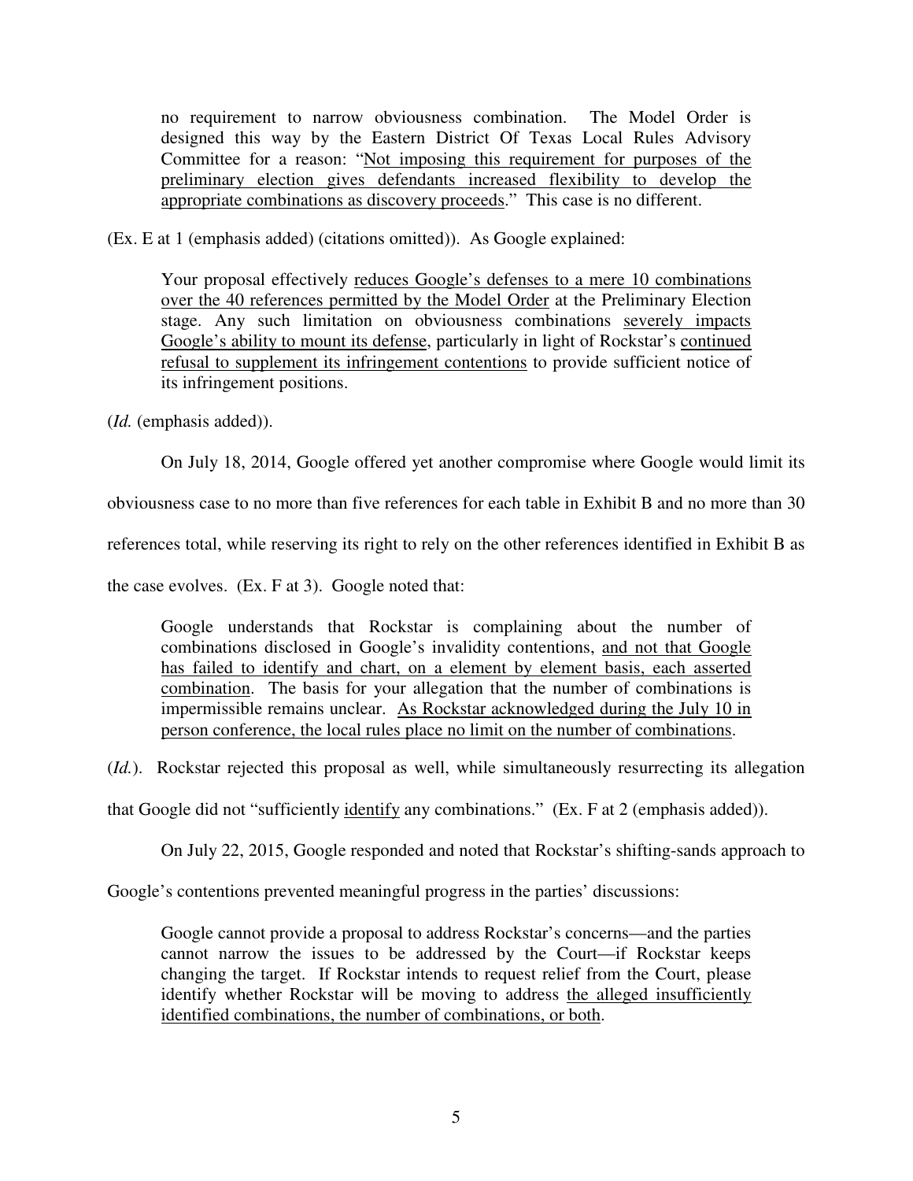> no requirement to narrow obviousness combination. The Model Order is designed this way by the Eastern District Of Texas Local Rules Advisory Committee for a reason: "<u>Not imposing this requirement for purposes of the preliminary election gives defendants increased flexibility to develop the appropriate combinations as discovery proceeds</u>." This case is no different.

(Ex. E at 1 (emphasis added) (citations omitted)). As Google explained:

> Your proposal effectively <u>reduces Google's defenses to a mere 10 combinations over the 40 references permitted by the Model Order</u> at the Preliminary Election stage. Any such limitation on obviousness combinations <u>severely impacts Google's ability to mount its defense</u>, particularly in light of Rockstar's <u>continued refusal to supplement its infringement contentions</u> to provide sufficient notice of its infringement positions.

(*Id.* (emphasis added)).

On July 18, 2014, Google offered yet another compromise where Google would limit its obviousness case to no more than five references for each table in Exhibit B and no more than 30 references total, while reserving its right to rely on the other references identified in Exhibit B as the case evolves. (Ex. F at 3). Google noted that:

> Google understands that Rockstar is complaining about the number of combinations disclosed in Google's invalidity contentions, <u>and not that Google has failed to identify and chart, on a element by element basis, each asserted combination</u>. The basis for your allegation that the number of combinations is impermissible remains unclear. <u>As Rockstar acknowledged during the July 10 in person conference, the local rules place no limit on the number of combinations</u>.

(*Id.*). Rockstar rejected this proposal as well, while simultaneously resurrecting its allegation that Google did not "sufficiently <u>identify</u> any combinations." (Ex. F at 2 (emphasis added)).

On July 22, 2015, Google responded and noted that Rockstar's shifting-sands approach to Google's contentions prevented meaningful progress in the parties' discussions:

> Google cannot provide a proposal to address Rockstar's concerns—and the parties cannot narrow the issues to be addressed by the Court—if Rockstar keeps changing the target. If Rockstar intends to request relief from the Court, please identify whether Rockstar will be moving to address <u>the alleged insufficiently identified combinations, the number of combinations, or both</u>.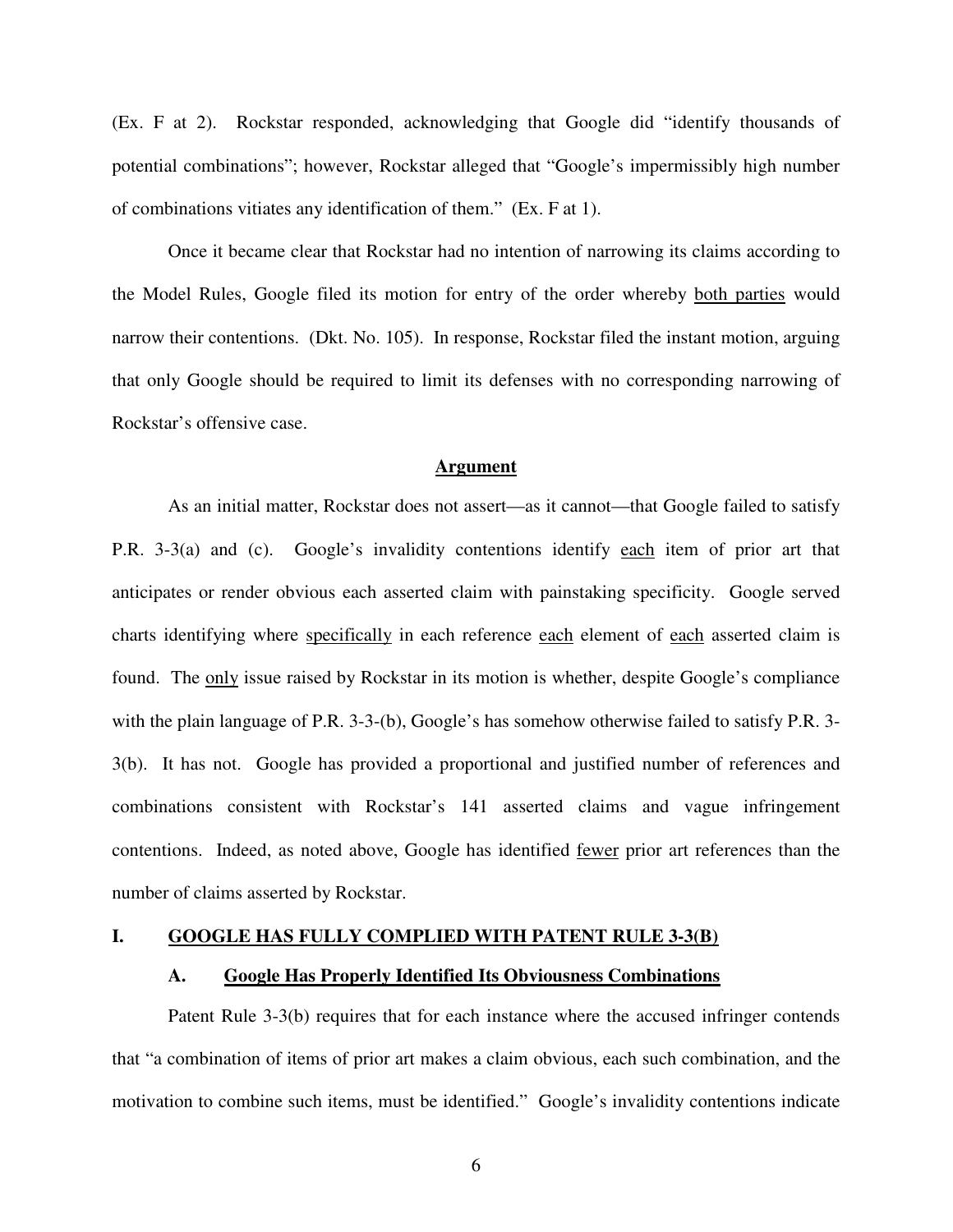(Ex. F at 2). Rockstar responded, acknowledging that Google did "identify thousands of potential combinations"; however, Rockstar alleged that "Google's impermissibly high number of combinations vitiates any identification of them." (Ex. F at 1).

Once it became clear that Rockstar had no intention of narrowing its claims according to the Model Rules, Google filed its motion for entry of the order whereby <u>both parties</u> would narrow their contentions. (Dkt. No. 105). In response, Rockstar filed the instant motion, arguing that only Google should be required to limit its defenses with no corresponding narrowing of Rockstar's offensive case.

## Argument

As an initial matter, Rockstar does not assert—as it cannot—that Google failed to satisfy P.R. 3-3(a) and (c). Google's invalidity contentions identify <u>each</u> item of prior art that anticipates or render obvious each asserted claim with painstaking specificity. Google served charts identifying where <u>specifically</u> in each reference <u>each</u> element of <u>each</u> asserted claim is found. The <u>only</u> issue raised by Rockstar in its motion is whether, despite Google's compliance with the plain language of P.R. 3-3-(b), Google's has somehow otherwise failed to satisfy P.R. 3-3(b). It has not. Google has provided a proportional and justified number of references and combinations consistent with Rockstar's 141 asserted claims and vague infringement contentions. Indeed, as noted above, Google has identified <u>fewer</u> prior art references than the number of claims asserted by Rockstar.

## I. GOOGLE HAS FULLY COMPLIED WITH PATENT RULE 3-3(B)

### A. Google Has Properly Identified Its Obviousness Combinations

Patent Rule 3-3(b) requires that for each instance where the accused infringer contends that "a combination of items of prior art makes a claim obvious, each such combination, and the motivation to combine such items, must be identified." Google's invalidity contentions indicate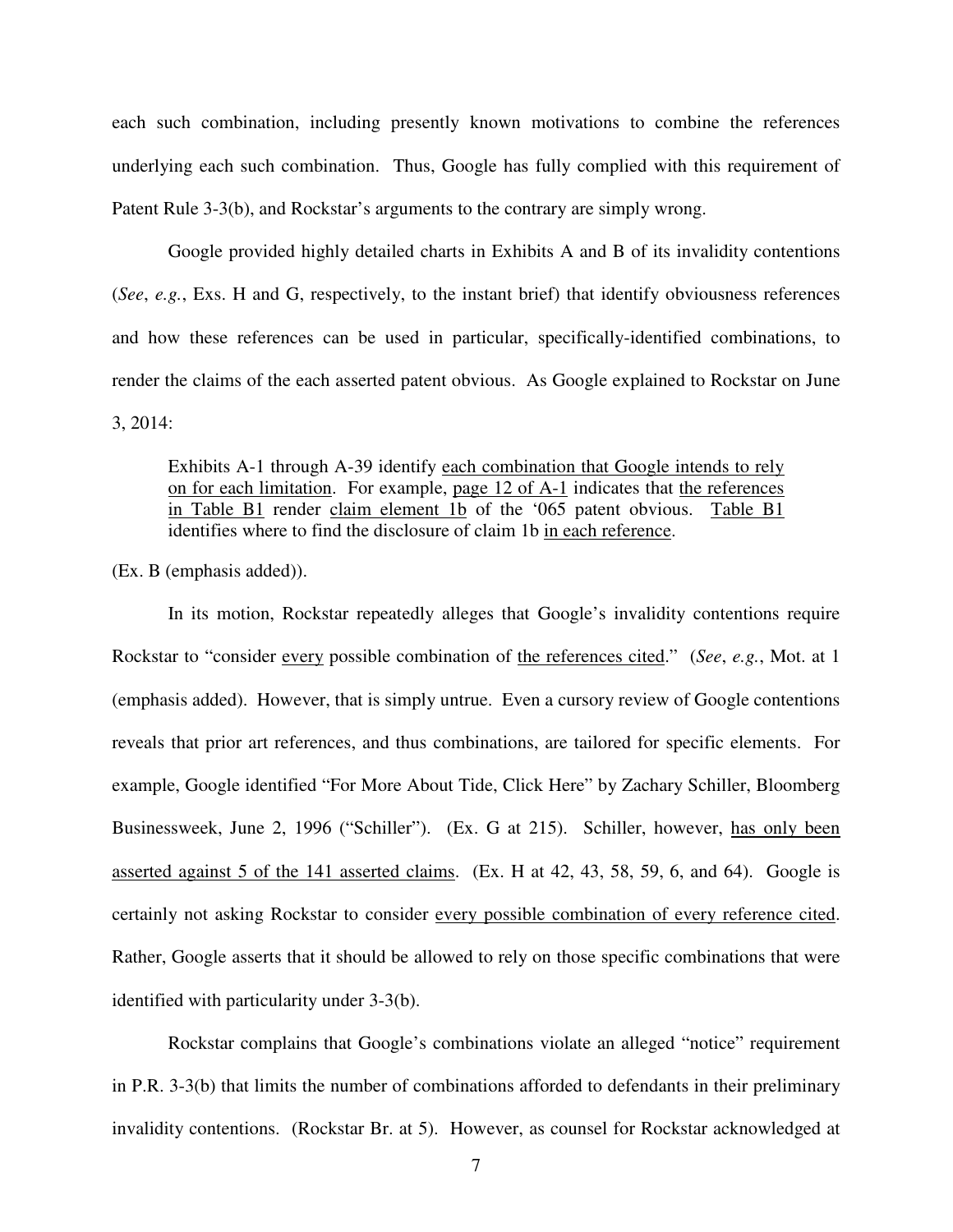each such combination, including presently known motivations to combine the references underlying each such combination. Thus, Google has fully complied with this requirement of Patent Rule 3-3(b), and Rockstar's arguments to the contrary are simply wrong.

Google provided highly detailed charts in Exhibits A and B of its invalidity contentions (*See*, *e.g.*, Exs. H and G, respectively, to the instant brief) that identify obviousness references and how these references can be used in particular, specifically-identified combinations, to render the claims of the each asserted patent obvious. As Google explained to Rockstar on June 3, 2014:

> Exhibits A-1 through A-39 identify <u>each combination that Google intends to rely on for each limitation</u>. For example, <u>page 12 of A-1</u> indicates that <u>the references in Table B1</u> render <u>claim element 1b</u> of the '065 patent obvious. <u>Table B1</u> identifies where to find the disclosure of claim 1b <u>in each reference</u>.

(Ex. B (emphasis added)).

In its motion, Rockstar repeatedly alleges that Google's invalidity contentions require Rockstar to "consider <u>every</u> possible combination of <u>the references cited</u>." (*See*, *e.g.*, Mot. at 1 (emphasis added). However, that is simply untrue. Even a cursory review of Google contentions reveals that prior art references, and thus combinations, are tailored for specific elements. For example, Google identified "For More About Tide, Click Here" by Zachary Schiller, Bloomberg Businessweek, June 2, 1996 ("Schiller"). (Ex. G at 215). Schiller, however, <u>has only been asserted against 5 of the 141 asserted claims</u>. (Ex. H at 42, 43, 58, 59, 6, and 64). Google is certainly not asking Rockstar to consider <u>every possible combination of every reference cited</u>. Rather, Google asserts that it should be allowed to rely on those specific combinations that were identified with particularity under 3-3(b).

Rockstar complains that Google's combinations violate an alleged "notice" requirement in P.R. 3-3(b) that limits the number of combinations afforded to defendants in their preliminary invalidity contentions. (Rockstar Br. at 5). However, as counsel for Rockstar acknowledged at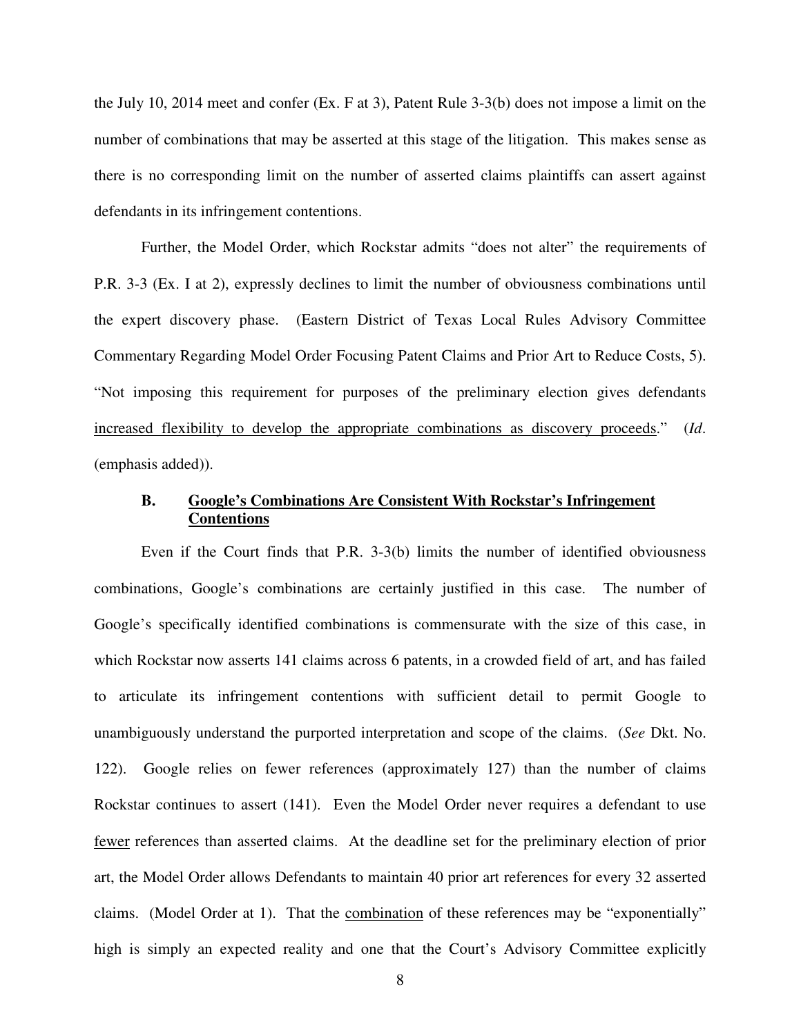the July 10, 2014 meet and confer (Ex. F at 3), Patent Rule 3-3(b) does not impose a limit on the number of combinations that may be asserted at this stage of the litigation. This makes sense as there is no corresponding limit on the number of asserted claims plaintiffs can assert against defendants in its infringement contentions.

Further, the Model Order, which Rockstar admits "does not alter" the requirements of P.R. 3-3 (Ex. I at 2), expressly declines to limit the number of obviousness combinations until the expert discovery phase. (Eastern District of Texas Local Rules Advisory Committee Commentary Regarding Model Order Focusing Patent Claims and Prior Art to Reduce Costs, 5). "Not imposing this requirement for purposes of the preliminary election gives defendants <u>increased flexibility to develop the appropriate combinations as discovery proceeds</u>." (*Id*. (emphasis added)).

### B. <u>Google's Combinations Are Consistent With Rockstar's Infringement Contentions</u>

Even if the Court finds that P.R. 3-3(b) limits the number of identified obviousness combinations, Google's combinations are certainly justified in this case. The number of Google's specifically identified combinations is commensurate with the size of this case, in which Rockstar now asserts 141 claims across 6 patents, in a crowded field of art, and has failed to articulate its infringement contentions with sufficient detail to permit Google to unambiguously understand the purported interpretation and scope of the claims. (*See* Dkt. No. 122). Google relies on fewer references (approximately 127) than the number of claims Rockstar continues to assert (141). Even the Model Order never requires a defendant to use <u>fewer</u> references than asserted claims. At the deadline set for the preliminary election of prior art, the Model Order allows Defendants to maintain 40 prior art references for every 32 asserted claims. (Model Order at 1). That the <u>combination</u> of these references may be "exponentially" high is simply an expected reality and one that the Court's Advisory Committee explicitly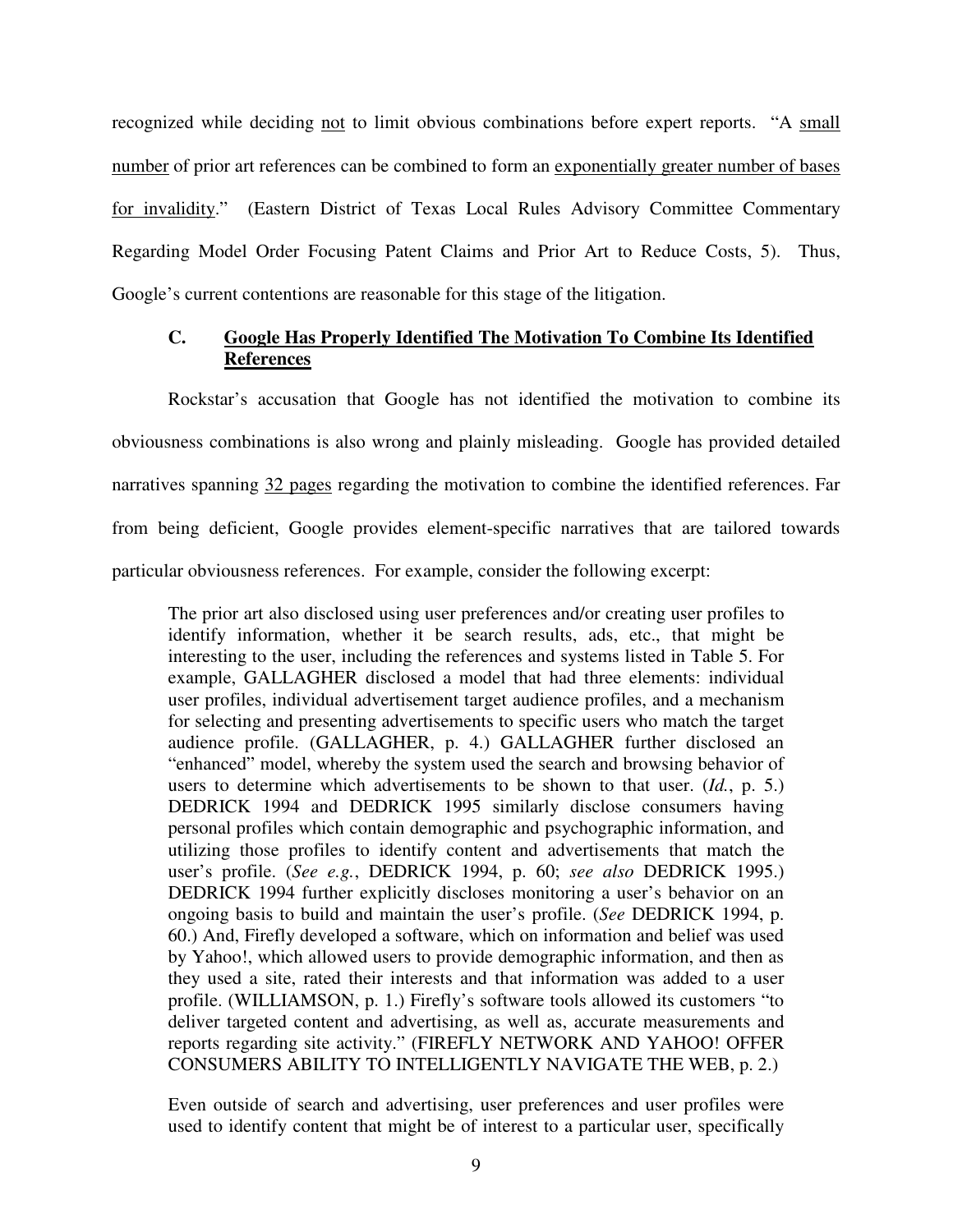recognized while deciding not to limit obvious combinations before expert reports. "A small number of prior art references can be combined to form an exponentially greater number of bases for invalidity." (Eastern District of Texas Local Rules Advisory Committee Commentary Regarding Model Order Focusing Patent Claims and Prior Art to Reduce Costs, 5). Thus, Google's current contentions are reasonable for this stage of the litigation.

### C. Google Has Properly Identified The Motivation To Combine Its Identified References

Rockstar's accusation that Google has not identified the motivation to combine its obviousness combinations is also wrong and plainly misleading. Google has provided detailed narratives spanning 32 pages regarding the motivation to combine the identified references. Far from being deficient, Google provides element-specific narratives that are tailored towards particular obviousness references. For example, consider the following excerpt:

> The prior art also disclosed using user preferences and/or creating user profiles to identify information, whether it be search results, ads, etc., that might be interesting to the user, including the references and systems listed in Table 5. For example, GALLAGHER disclosed a model that had three elements: individual user profiles, individual advertisement target audience profiles, and a mechanism for selecting and presenting advertisements to specific users who match the target audience profile. (GALLAGHER, p. 4.) GALLAGHER further disclosed an "enhanced" model, whereby the system used the search and browsing behavior of users to determine which advertisements to be shown to that user. (*Id.*, p. 5.) DEDRICK 1994 and DEDRICK 1995 similarly disclose consumers having personal profiles which contain demographic and psychographic information, and utilizing those profiles to identify content and advertisements that match the user's profile. (*See e.g.*, DEDRICK 1994, p. 60; *see also* DEDRICK 1995.) DEDRICK 1994 further explicitly discloses monitoring a user's behavior on an ongoing basis to build and maintain the user's profile. (*See* DEDRICK 1994, p. 60.) And, Firefly developed a software, which on information and belief was used by Yahoo!, which allowed users to provide demographic information, and then as they used a site, rated their interests and that information was added to a user profile. (WILLIAMSON, p. 1.) Firefly's software tools allowed its customers "to deliver targeted content and advertising, as well as, accurate measurements and reports regarding site activity." (FIREFLY NETWORK AND YAHOO! OFFER CONSUMERS ABILITY TO INTELLIGENTLY NAVIGATE THE WEB, p. 2.)
>
> Even outside of search and advertising, user preferences and user profiles were used to identify content that might be of interest to a particular user, specifically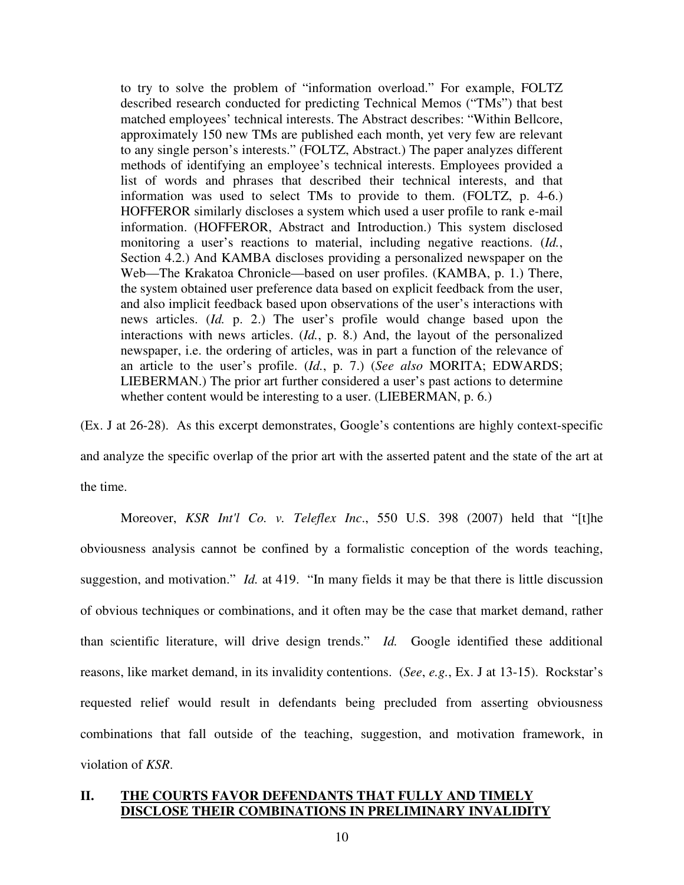> to try to solve the problem of "information overload." For example, FOLTZ described research conducted for predicting Technical Memos ("TMs") that best matched employees' technical interests. The Abstract describes: "Within Bellcore, approximately 150 new TMs are published each month, yet very few are relevant to any single person's interests." (FOLTZ, Abstract.) The paper analyzes different methods of identifying an employee's technical interests. Employees provided a list of words and phrases that described their technical interests, and that information was used to select TMs to provide to them. (FOLTZ, p. 4-6.) HOFFEROR similarly discloses a system which used a user profile to rank e-mail information. (HOFFEROR, Abstract and Introduction.) This system disclosed monitoring a user's reactions to material, including negative reactions. (*Id.*, Section 4.2.) And KAMBA discloses providing a personalized newspaper on the Web—The Krakatoa Chronicle—based on user profiles. (KAMBA, p. 1.) There, the system obtained user preference data based on explicit feedback from the user, and also implicit feedback based upon observations of the user's interactions with news articles. (*Id.* p. 2.) The user's profile would change based upon the interactions with news articles. (*Id.*, p. 8.) And, the layout of the personalized newspaper, i.e. the ordering of articles, was in part a function of the relevance of an article to the user's profile. (*Id.*, p. 7.) (*See also* MORITA; EDWARDS; LIEBERMAN.) The prior art further considered a user's past actions to determine whether content would be interesting to a user. (LIEBERMAN, p. 6.)

(Ex. J at 26-28). As this excerpt demonstrates, Google's contentions are highly context-specific and analyze the specific overlap of the prior art with the asserted patent and the state of the art at the time.

Moreover, *KSR Int'l Co. v. Teleflex Inc*., 550 U.S. 398 (2007) held that "[t]he obviousness analysis cannot be confined by a formalistic conception of the words teaching, suggestion, and motivation." *Id.* at 419. "In many fields it may be that there is little discussion of obvious techniques or combinations, and it often may be the case that market demand, rather than scientific literature, will drive design trends." *Id.* Google identified these additional reasons, like market demand, in its invalidity contentions. (*See*, *e.g.*, Ex. J at 13-15). Rockstar's requested relief would result in defendants being precluded from asserting obviousness combinations that fall outside of the teaching, suggestion, and motivation framework, in violation of *KSR*.

## II. THE COURTS FAVOR DEFENDANTS THAT FULLY AND TIMELY DISCLOSE THEIR COMBINATIONS IN PRELIMINARY INVALIDITY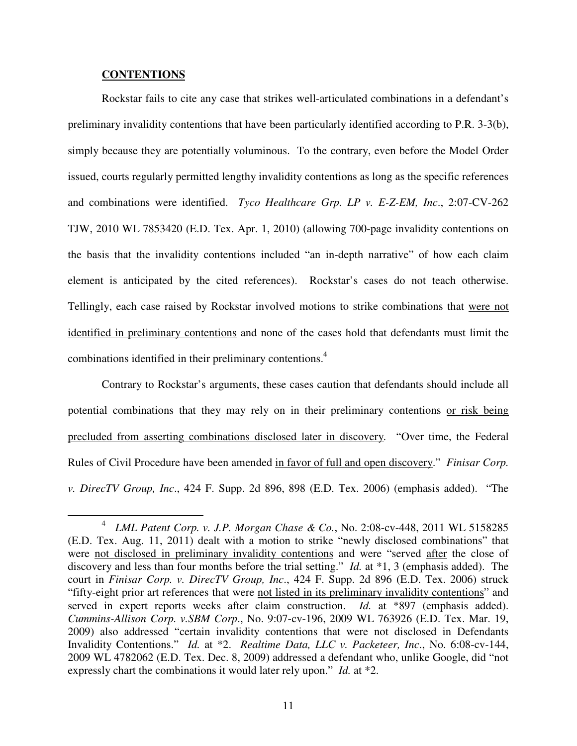**CONTENTIONS**

Rockstar fails to cite any case that strikes well-articulated combinations in a defendant's preliminary invalidity contentions that have been particularly identified according to P.R. 3-3(b), simply because they are potentially voluminous. To the contrary, even before the Model Order issued, courts regularly permitted lengthy invalidity contentions as long as the specific references and combinations were identified. *Tyco Healthcare Grp. LP v. E-Z-EM, Inc*., 2:07-CV-262 TJW, 2010 WL 7853420 (E.D. Tex. Apr. 1, 2010) (allowing 700-page invalidity contentions on the basis that the invalidity contentions included "an in-depth narrative" of how each claim element is anticipated by the cited references). Rockstar's cases do not teach otherwise. Tellingly, each case raised by Rockstar involved motions to strike combinations that <u>were not identified in preliminary contentions</u> and none of the cases hold that defendants must limit the combinations identified in their preliminary contentions.[4]

Contrary to Rockstar's arguments, these cases caution that defendants should include all potential combinations that they may rely on in their preliminary contentions <u>or risk being precluded from asserting combinations disclosed later in discovery</u>. "Over time, the Federal Rules of Civil Procedure have been amended <u>in favor of full and open discovery</u>." *Finisar Corp. v. DirecTV Group, Inc*., 424 F. Supp. 2d 896, 898 (E.D. Tex. 2006) (emphasis added). "The

---

[4] *LML Patent Corp. v. J.P. Morgan Chase & Co.*, No. 2:08-cv-448, 2011 WL 5158285 (E.D. Tex. Aug. 11, 2011) dealt with a motion to strike "newly disclosed combinations" that were <u>not disclosed in preliminary invalidity contentions</u> and were "served <u>after</u> the close of discovery and less than four months before the trial setting." *Id.* at *1, 3 (emphasis added). The court in *Finisar Corp. v. DirecTV Group, Inc*., 424 F. Supp. 2d 896 (E.D. Tex. 2006) struck "fifty-eight prior art references that were <u>not listed in its preliminary invalidity contentions</u>" and served in expert reports weeks after claim construction. *Id.* at *897 (emphasis added). *Cummins-Allison Corp. v.SBM Corp*., No. 9:07-cv-196, 2009 WL 763926 (E.D. Tex. Mar. 19, 2009) also addressed "certain invalidity contentions that were not disclosed in Defendants Invalidity Contentions." *Id.* at *2. *Realtime Data, LLC v. Packeteer, Inc*., No. 6:08-cv-144, 2009 WL 4782062 (E.D. Tex. Dec. 8, 2009) addressed a defendant who, unlike Google, did "not expressly chart the combinations it would later rely upon." *Id.* at *2.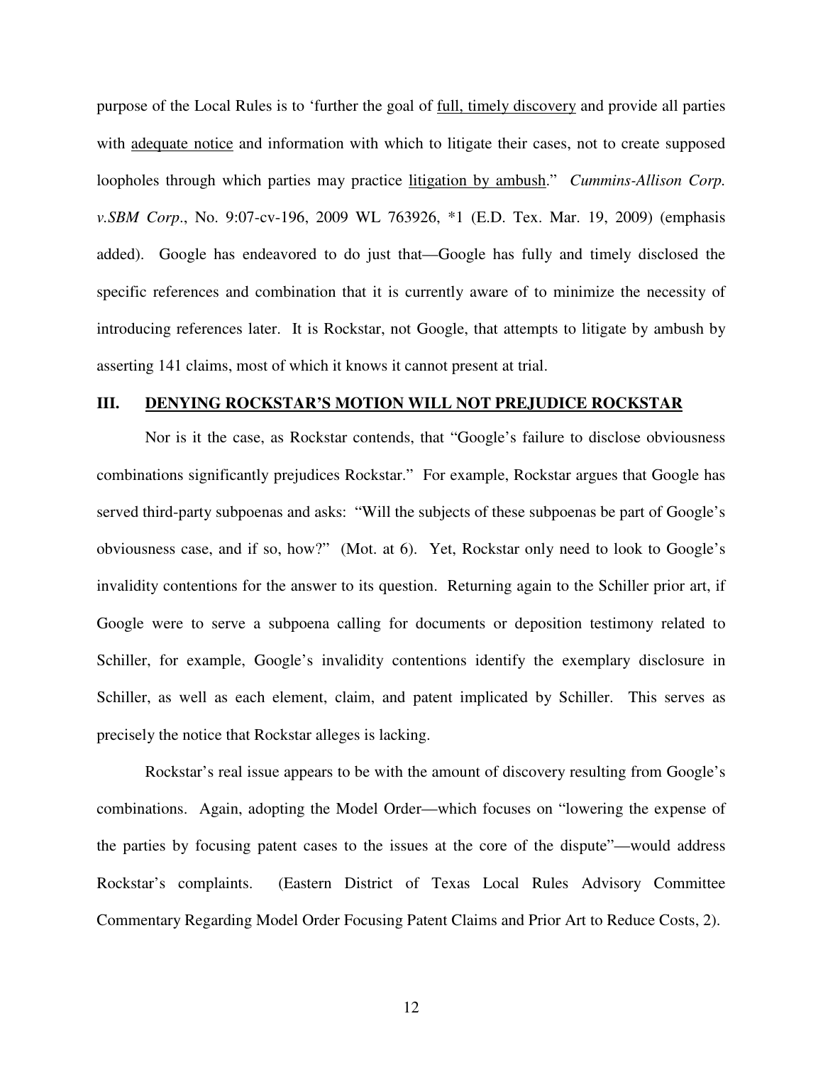purpose of the Local Rules is to 'further the goal of <u>full, timely discovery</u> and provide all parties with <u>adequate notice</u> and information with which to litigate their cases, not to create supposed loopholes through which parties may practice <u>litigation by ambush</u>." *Cummins-Allison Corp. v.SBM Corp*., No. 9:07-cv-196, 2009 WL 763926, *1 (E.D. Tex. Mar. 19, 2009) (emphasis added). Google has endeavored to do just that—Google has fully and timely disclosed the specific references and combination that it is currently aware of to minimize the necessity of introducing references later. It is Rockstar, not Google, that attempts to litigate by ambush by asserting 141 claims, most of which it knows it cannot present at trial.

## III. <u>DENYING ROCKSTAR'S MOTION WILL NOT PREJUDICE ROCKSTAR</u>

Nor is it the case, as Rockstar contends, that "Google's failure to disclose obviousness combinations significantly prejudices Rockstar." For example, Rockstar argues that Google has served third-party subpoenas and asks: "Will the subjects of these subpoenas be part of Google's obviousness case, and if so, how?" (Mot. at 6). Yet, Rockstar only need to look to Google's invalidity contentions for the answer to its question. Returning again to the Schiller prior art, if Google were to serve a subpoena calling for documents or deposition testimony related to Schiller, for example, Google's invalidity contentions identify the exemplary disclosure in Schiller, as well as each element, claim, and patent implicated by Schiller. This serves as precisely the notice that Rockstar alleges is lacking.

Rockstar's real issue appears to be with the amount of discovery resulting from Google's combinations. Again, adopting the Model Order—which focuses on "lowering the expense of the parties by focusing patent cases to the issues at the core of the dispute"—would address Rockstar's complaints. (Eastern District of Texas Local Rules Advisory Committee Commentary Regarding Model Order Focusing Patent Claims and Prior Art to Reduce Costs, 2).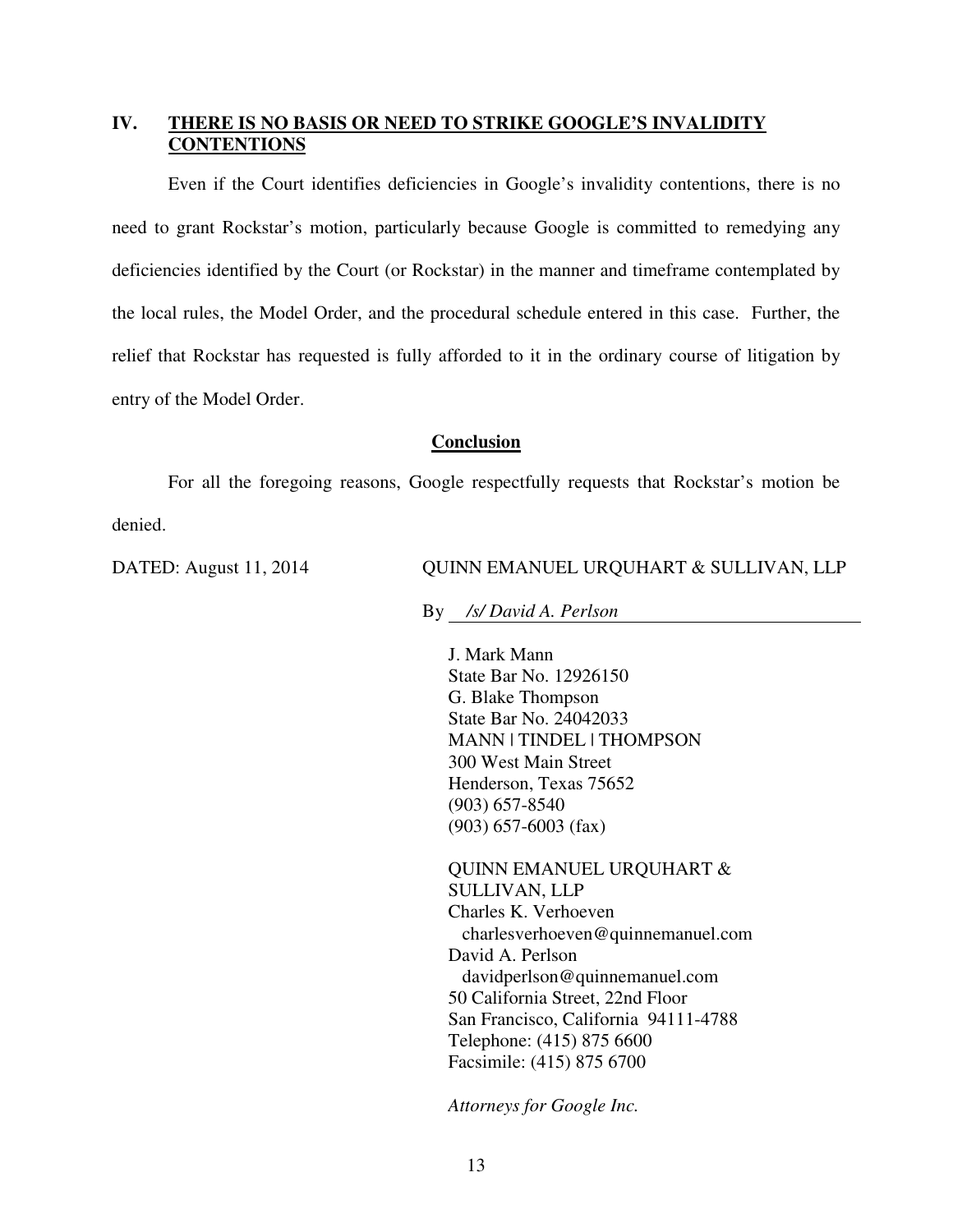## IV. THERE IS NO BASIS OR NEED TO STRIKE GOOGLE'S INVALIDITY CONTENTIONS

Even if the Court identifies deficiencies in Google's invalidity contentions, there is no need to grant Rockstar's motion, particularly because Google is committed to remedying any deficiencies identified by the Court (or Rockstar) in the manner and timeframe contemplated by the local rules, the Model Order, and the procedural schedule entered in this case. Further, the relief that Rockstar has requested is fully afforded to it in the ordinary course of litigation by entry of the Model Order.

### Conclusion

For all the foregoing reasons, Google respectfully requests that Rockstar's motion be denied.

DATED: August 11, 2014

QUINN EMANUEL URQUHART & SULLIVAN, LLP

By *\/s\/ David A. Perlson*

J. Mark Mann
State Bar No. 12926150
G. Blake Thompson
State Bar No. 24042033
MANN | TINDEL | THOMPSON
300 West Main Street
Henderson, Texas 75652
(903) 657-8540
(903) 657-6003 (fax)

QUINN EMANUEL URQUHART & SULLIVAN, LLP
Charles K. Verhoeven
charlesverhoeven@quinnemanuel.com
David A. Perlson
davidperlson@quinnemanuel.com
50 California Street, 22nd Floor
San Francisco, California 94111-4788
Telephone: (415) 875 6600
Facsimile: (415) 875 6700

*Attorneys for Google Inc.*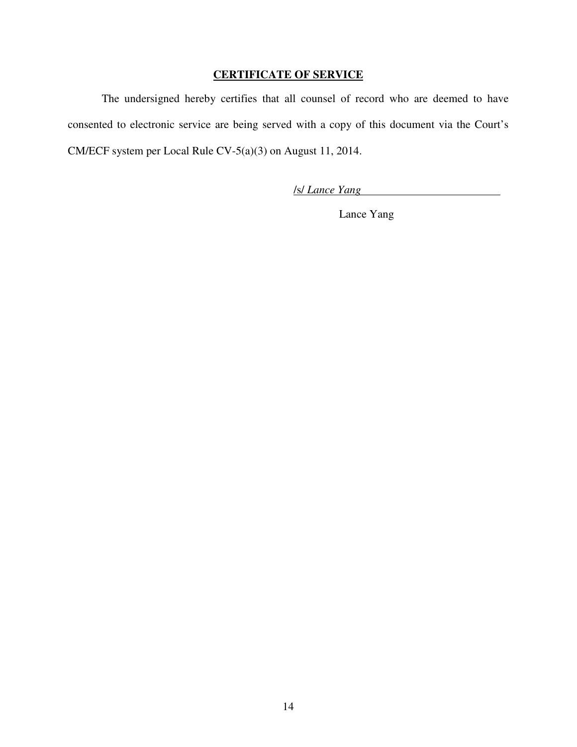## CERTIFICATE OF SERVICE

The undersigned hereby certifies that all counsel of record who are deemed to have consented to electronic service are being served with a copy of this document via the Court's CM/ECF system per Local Rule CV-5(a)(3) on August 11, 2014.

/s/ *Lance Yang*

Lance Yang